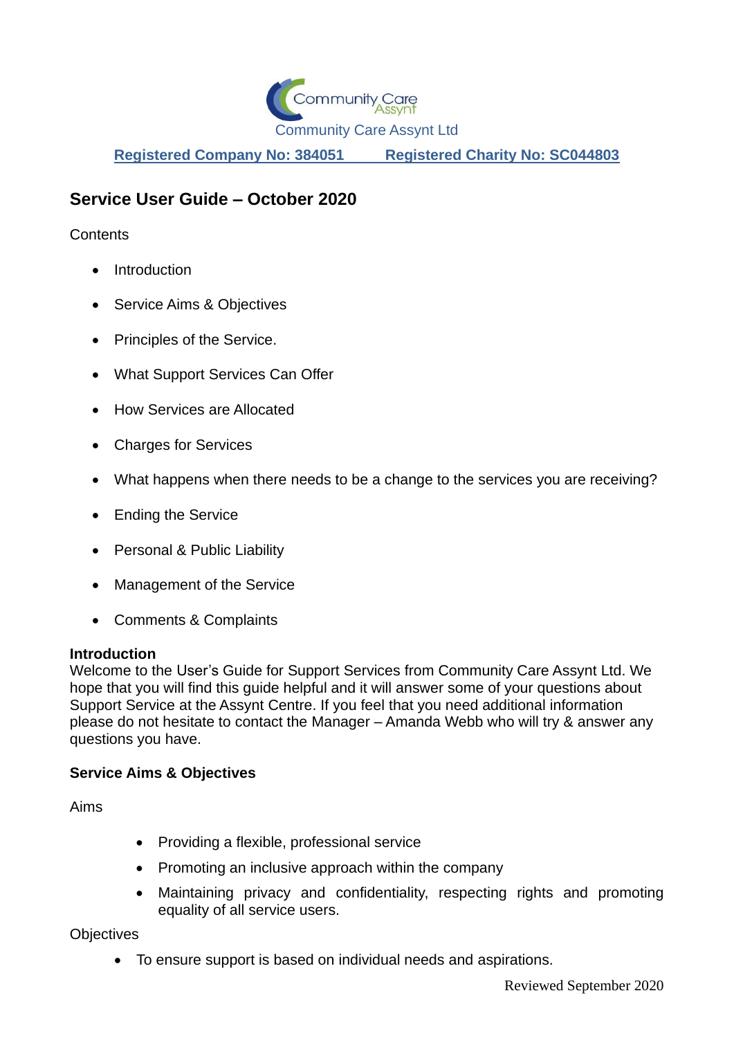Community Care Assynt Ltd

**Registered Company No: 384051    Registered Charity No: SC044803**

## Service User Guide – October 2020

Contents

- Introduction
- Service Aims & Objectives
- Principles of the Service.
- What Support Services Can Offer
- How Services are Allocated
- Charges for Services
- What happens when there needs to be a change to the services you are receiving?
- Ending the Service
- Personal & Public Liability
- Management of the Service
- Comments & Complaints

**Introduction**

Welcome to the User's Guide for Support Services from Community Care Assynt Ltd. We hope that you will find this guide helpful and it will answer some of your questions about Support Service at the Assynt Centre. If you feel that you need additional information please do not hesitate to contact the Manager – Amanda Webb who will try & answer any questions you have.

**Service Aims & Objectives**

Aims

- Providing a flexible, professional service
- Promoting an inclusive approach within the company
- Maintaining privacy and confidentiality, respecting rights and promoting equality of all service users.

Objectives

- To ensure support is based on individual needs and aspirations.

Reviewed September 2020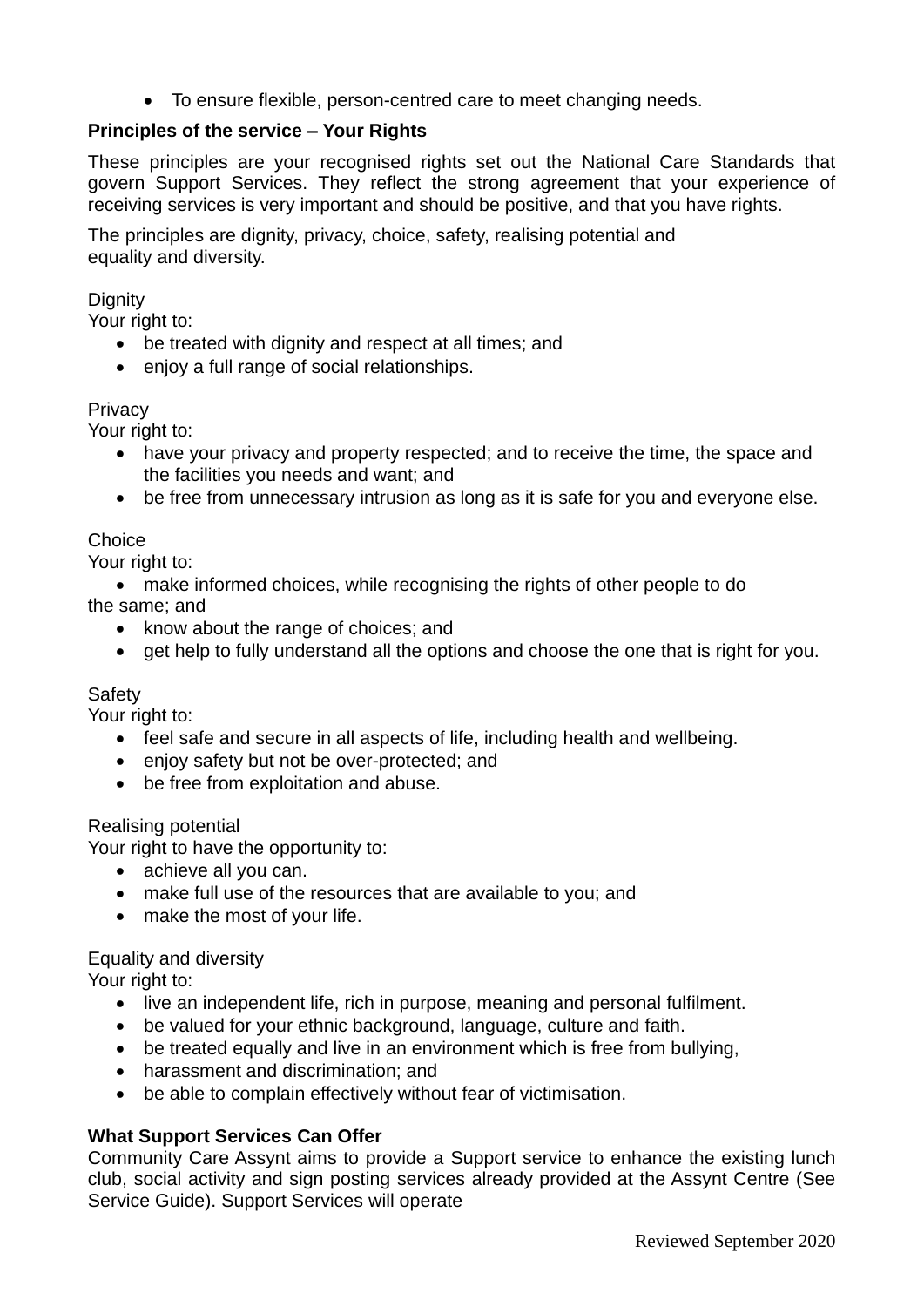- To ensure flexible, person-centred care to meet changing needs.

**Principles of the service – Your Rights**

These principles are your recognised rights set out the National Care Standards that govern Support Services. They reflect the strong agreement that your experience of receiving services is very important and should be positive, and that you have rights.

The principles are dignity, privacy, choice, safety, realising potential and equality and diversity.

Dignity
Your right to:

- be treated with dignity and respect at all times; and
- enjoy a full range of social relationships.

Privacy
Your right to:

- have your privacy and property respected; and to receive the time, the space and the facilities you needs and want; and
- be free from unnecessary intrusion as long as it is safe for you and everyone else.

Choice
Your right to:

- make informed choices, while recognising the rights of other people to do the same; and
- know about the range of choices; and
- get help to fully understand all the options and choose the one that is right for you.

Safety
Your right to:

- feel safe and secure in all aspects of life, including health and wellbeing.
- enjoy safety but not be over-protected; and
- be free from exploitation and abuse.

Realising potential
Your right to have the opportunity to:

- achieve all you can.
- make full use of the resources that are available to you; and
- make the most of your life.

Equality and diversity
Your right to:

- live an independent life, rich in purpose, meaning and personal fulfilment.
- be valued for your ethnic background, language, culture and faith.
- be treated equally and live in an environment which is free from bullying,
- harassment and discrimination; and
- be able to complain effectively without fear of victimisation.

**What Support Services Can Offer**
Community Care Assynt aims to provide a Support service to enhance the existing lunch club, social activity and sign posting services already provided at the Assynt Centre (See Service Guide). Support Services will operate

Reviewed September 2020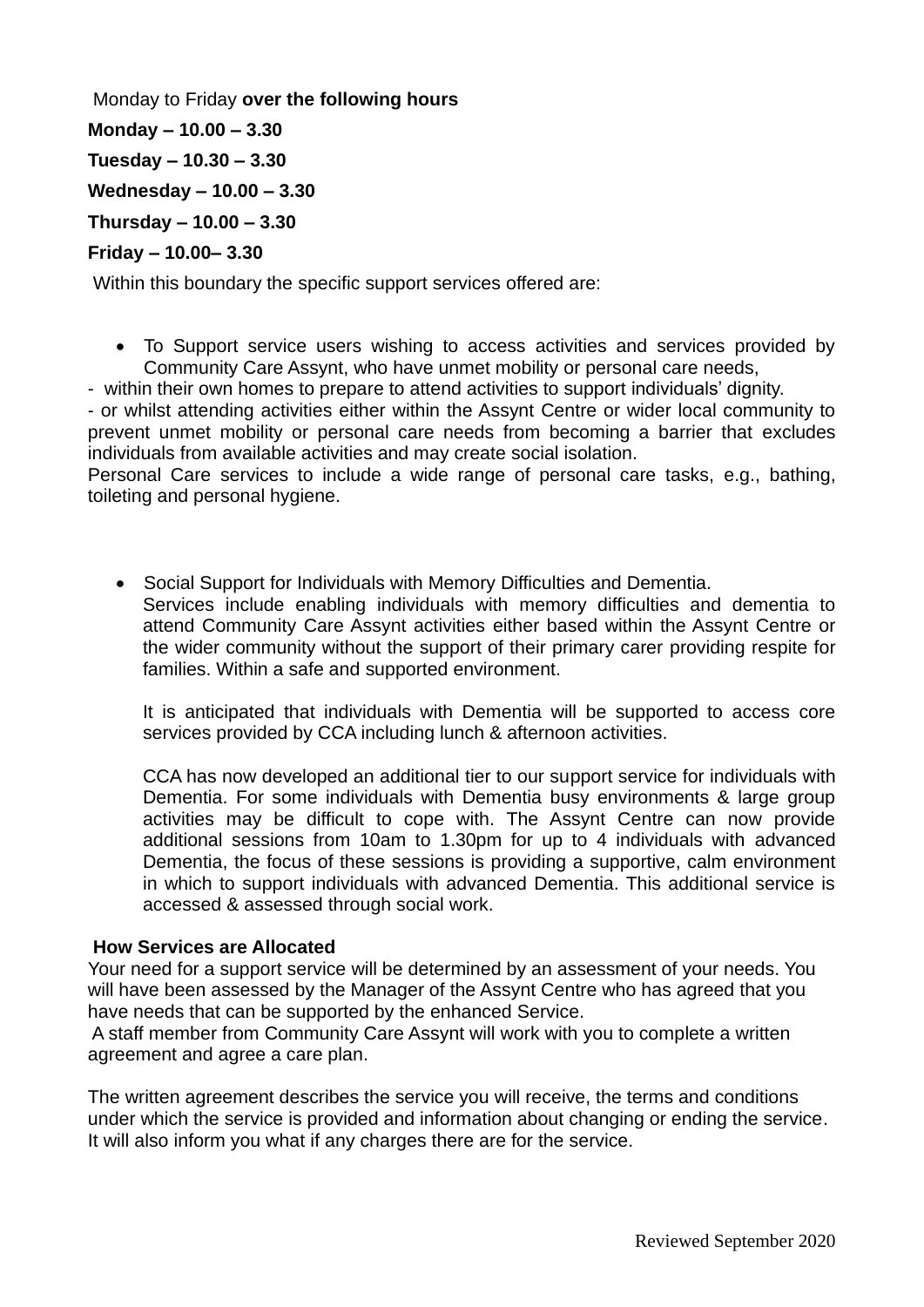Monday to Friday **over the following hours**

**Monday – 10.00 – 3.30**

**Tuesday – 10.30 – 3.30**

**Wednesday – 10.00 – 3.30**

**Thursday – 10.00 – 3.30**

**Friday – 10.00– 3.30**

Within this boundary the specific support services offered are:

- To Support service users wishing to access activities and services provided by Community Care Assynt, who have unmet mobility or personal care needs,

- within their own homes to prepare to attend activities to support individuals' dignity.
- or whilst attending activities either within the Assynt Centre or wider local community to prevent unmet mobility or personal care needs from becoming a barrier that excludes individuals from available activities and may create social isolation.

Personal Care services to include a wide range of personal care tasks, e.g., bathing, toileting and personal hygiene.

- Social Support for Individuals with Memory Difficulties and Dementia.

  Services include enabling individuals with memory difficulties and dementia to attend Community Care Assynt activities either based within the Assynt Centre or the wider community without the support of their primary carer providing respite for families. Within a safe and supported environment.

  It is anticipated that individuals with Dementia will be supported to access core services provided by CCA including lunch & afternoon activities.

  CCA has now developed an additional tier to our support service for individuals with Dementia. For some individuals with Dementia busy environments & large group activities may be difficult to cope with. The Assynt Centre can now provide additional sessions from 10am to 1.30pm for up to 4 individuals with advanced Dementia, the focus of these sessions is providing a supportive, calm environment in which to support individuals with advanced Dementia. This additional service is accessed & assessed through social work.

**How Services are Allocated**

Your need for a support service will be determined by an assessment of your needs. You will have been assessed by the Manager of the Assynt Centre who has agreed that you have needs that can be supported by the enhanced Service.

A staff member from Community Care Assynt will work with you to complete a written agreement and agree a care plan.

The written agreement describes the service you will receive, the terms and conditions under which the service is provided and information about changing or ending the service. It will also inform you what if any charges there are for the service.

Reviewed September 2020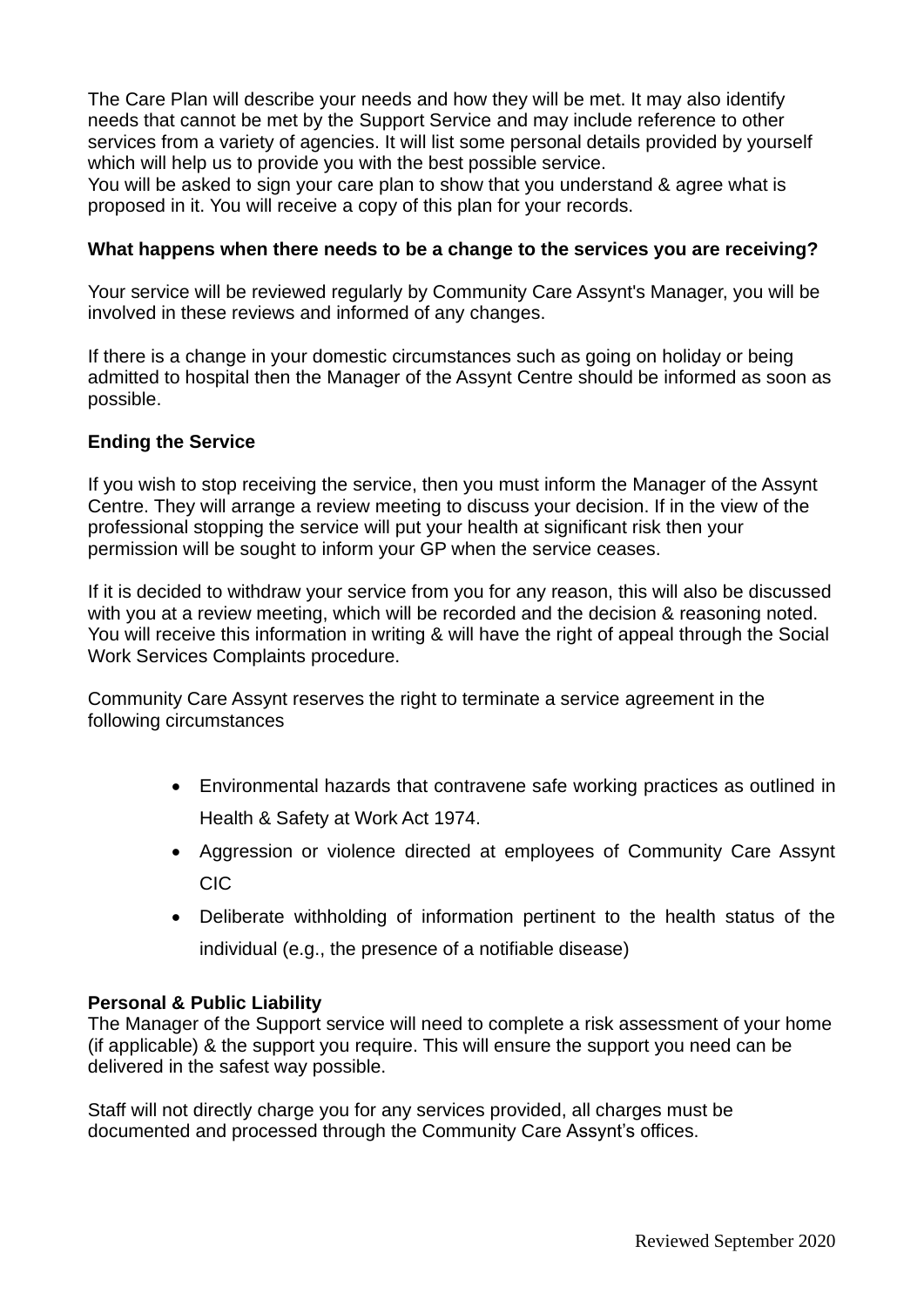The Care Plan will describe your needs and how they will be met. It may also identify needs that cannot be met by the Support Service and may include reference to other services from a variety of agencies. It will list some personal details provided by yourself which will help us to provide you with the best possible service.
You will be asked to sign your care plan to show that you understand & agree what is proposed in it. You will receive a copy of this plan for your records.

**What happens when there needs to be a change to the services you are receiving?**

Your service will be reviewed regularly by Community Care Assynt's Manager, you will be involved in these reviews and informed of any changes.

If there is a change in your domestic circumstances such as going on holiday or being admitted to hospital then the Manager of the Assynt Centre should be informed as soon as possible.

**Ending the Service**

If you wish to stop receiving the service, then you must inform the Manager of the Assynt Centre. They will arrange a review meeting to discuss your decision. If in the view of the professional stopping the service will put your health at significant risk then your permission will be sought to inform your GP when the service ceases.

If it is decided to withdraw your service from you for any reason, this will also be discussed with you at a review meeting, which will be recorded and the decision & reasoning noted. You will receive this information in writing & will have the right of appeal through the Social Work Services Complaints procedure.

Community Care Assynt reserves the right to terminate a service agreement in the following circumstances

- Environmental hazards that contravene safe working practices as outlined in Health & Safety at Work Act 1974.
- Aggression or violence directed at employees of Community Care Assynt CIC
- Deliberate withholding of information pertinent to the health status of the individual (e.g., the presence of a notifiable disease)

**Personal & Public Liability**
The Manager of the Support service will need to complete a risk assessment of your home (if applicable) & the support you require. This will ensure the support you need can be delivered in the safest way possible.

Staff will not directly charge you for any services provided, all charges must be documented and processed through the Community Care Assynt's offices.

Reviewed September 2020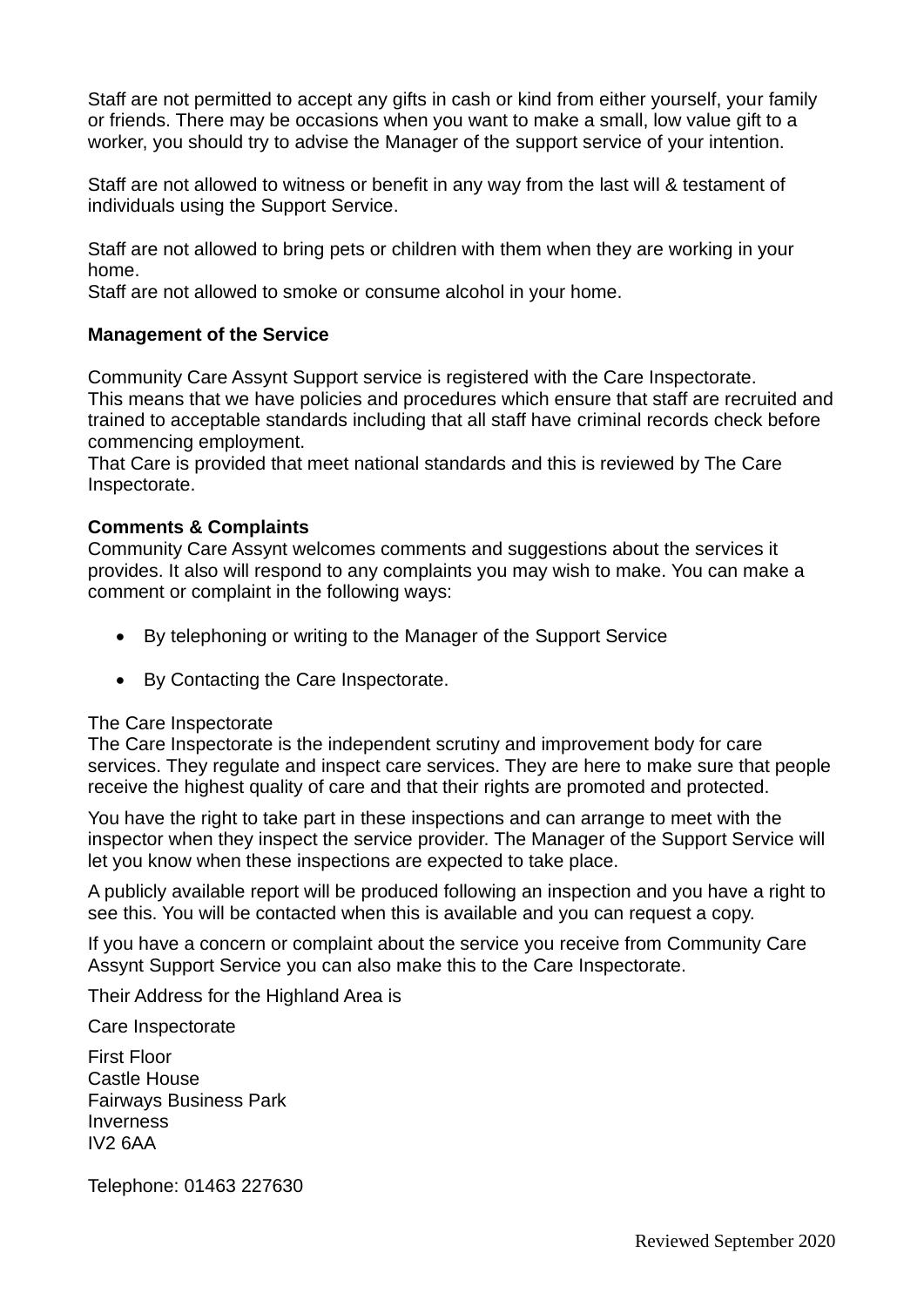Staff are not permitted to accept any gifts in cash or kind from either yourself, your family or friends. There may be occasions when you want to make a small, low value gift to a worker, you should try to advise the Manager of the support service of your intention.

Staff are not allowed to witness or benefit in any way from the last will & testament of individuals using the Support Service.

Staff are not allowed to bring pets or children with them when they are working in your home.
Staff are not allowed to smoke or consume alcohol in your home.

**Management of the Service**

Community Care Assynt Support service is registered with the Care Inspectorate.
This means that we have policies and procedures which ensure that staff are recruited and trained to acceptable standards including that all staff have criminal records check before commencing employment.
That Care is provided that meet national standards and this is reviewed by The Care Inspectorate.

**Comments & Complaints**
Community Care Assynt welcomes comments and suggestions about the services it provides. It also will respond to any complaints you may wish to make. You can make a comment or complaint in the following ways:

- By telephoning or writing to the Manager of the Support Service
- By Contacting the Care Inspectorate.

The Care Inspectorate
The Care Inspectorate is the independent scrutiny and improvement body for care services. They regulate and inspect care services. They are here to make sure that people receive the highest quality of care and that their rights are promoted and protected.

You have the right to take part in these inspections and can arrange to meet with the inspector when they inspect the service provider. The Manager of the Support Service will let you know when these inspections are expected to take place.

A publicly available report will be produced following an inspection and you have a right to see this. You will be contacted when this is available and you can request a copy.

If you have a concern or complaint about the service you receive from Community Care Assynt Support Service you can also make this to the Care Inspectorate.

Their Address for the Highland Area is

Care Inspectorate

First Floor
Castle House
Fairways Business Park
Inverness
IV2 6AA

Telephone: 01463 227630

Reviewed September 2020